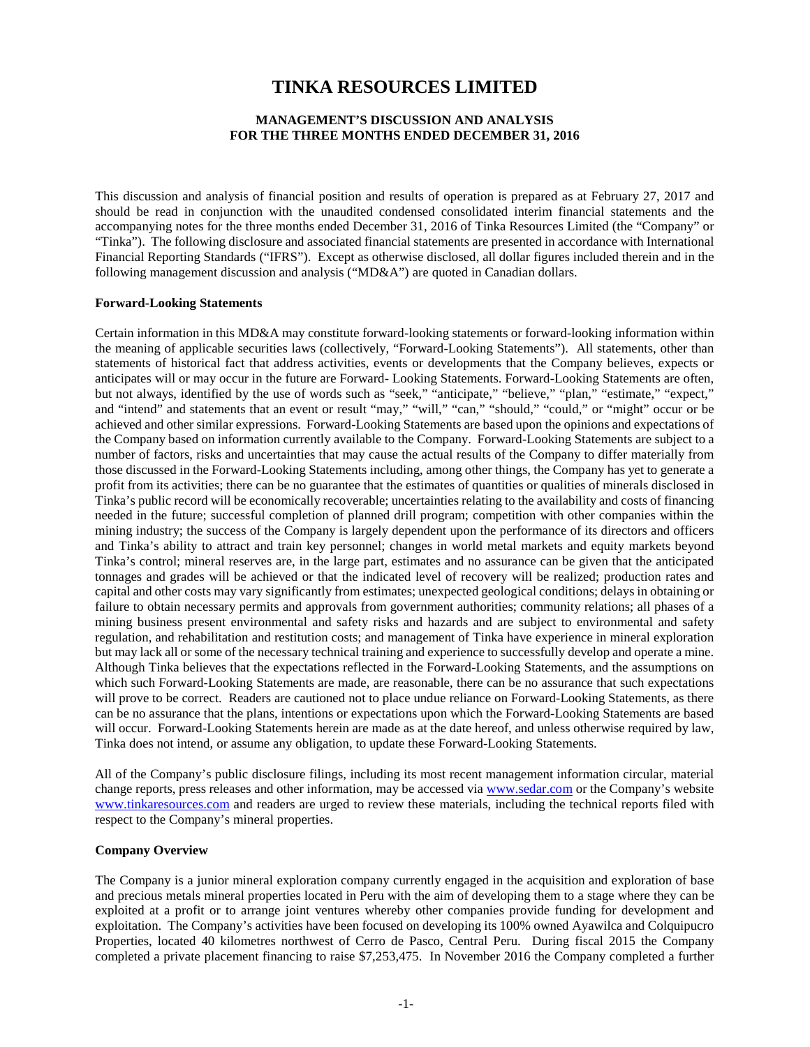# TINKA RESOURCES LIMITED

## MANAGEMENT'S DISCUSSION AND ANALYSIS
## FOR THE THREE MONTHS ENDED DECEMBER 31, 2016

This discussion and analysis of financial position and results of operation is prepared as at February 27, 2017 and should be read in conjunction with the unaudited condensed consolidated interim financial statements and the accompanying notes for the three months ended December 31, 2016 of Tinka Resources Limited (the "Company" or "Tinka"). The following disclosure and associated financial statements are presented in accordance with International Financial Reporting Standards ("IFRS"). Except as otherwise disclosed, all dollar figures included therein and in the following management discussion and analysis ("MD&A") are quoted in Canadian dollars.

**Forward-Looking Statements**

Certain information in this MD&A may constitute forward-looking statements or forward-looking information within the meaning of applicable securities laws (collectively, "Forward-Looking Statements"). All statements, other than statements of historical fact that address activities, events or developments that the Company believes, expects or anticipates will or may occur in the future are Forward- Looking Statements. Forward-Looking Statements are often, but not always, identified by the use of words such as "seek," "anticipate," "believe," "plan," "estimate," "expect," and "intend" and statements that an event or result "may," "will," "can," "should," "could," or "might" occur or be achieved and other similar expressions. Forward-Looking Statements are based upon the opinions and expectations of the Company based on information currently available to the Company. Forward-Looking Statements are subject to a number of factors, risks and uncertainties that may cause the actual results of the Company to differ materially from those discussed in the Forward-Looking Statements including, among other things, the Company has yet to generate a profit from its activities; there can be no guarantee that the estimates of quantities or qualities of minerals disclosed in Tinka's public record will be economically recoverable; uncertainties relating to the availability and costs of financing needed in the future; successful completion of planned drill program; competition with other companies within the mining industry; the success of the Company is largely dependent upon the performance of its directors and officers and Tinka's ability to attract and train key personnel; changes in world metal markets and equity markets beyond Tinka's control; mineral reserves are, in the large part, estimates and no assurance can be given that the anticipated tonnages and grades will be achieved or that the indicated level of recovery will be realized; production rates and capital and other costs may vary significantly from estimates; unexpected geological conditions; delays in obtaining or failure to obtain necessary permits and approvals from government authorities; community relations; all phases of a mining business present environmental and safety risks and hazards and are subject to environmental and safety regulation, and rehabilitation and restitution costs; and management of Tinka have experience in mineral exploration but may lack all or some of the necessary technical training and experience to successfully develop and operate a mine. Although Tinka believes that the expectations reflected in the Forward-Looking Statements, and the assumptions on which such Forward-Looking Statements are made, are reasonable, there can be no assurance that such expectations will prove to be correct. Readers are cautioned not to place undue reliance on Forward-Looking Statements, as there can be no assurance that the plans, intentions or expectations upon which the Forward-Looking Statements are based will occur. Forward-Looking Statements herein are made as at the date hereof, and unless otherwise required by law, Tinka does not intend, or assume any obligation, to update these Forward-Looking Statements.

All of the Company's public disclosure filings, including its most recent management information circular, material change reports, press releases and other information, may be accessed via www.sedar.com or the Company's website www.tinkaresources.com and readers are urged to review these materials, including the technical reports filed with respect to the Company's mineral properties.

**Company Overview**

The Company is a junior mineral exploration company currently engaged in the acquisition and exploration of base and precious metals mineral properties located in Peru with the aim of developing them to a stage where they can be exploited at a profit or to arrange joint ventures whereby other companies provide funding for development and exploitation. The Company's activities have been focused on developing its 100% owned Ayawilca and Colquipucro Properties, located 40 kilometres northwest of Cerro de Pasco, Central Peru. During fiscal 2015 the Company completed a private placement financing to raise $7,253,475. In November 2016 the Company completed a further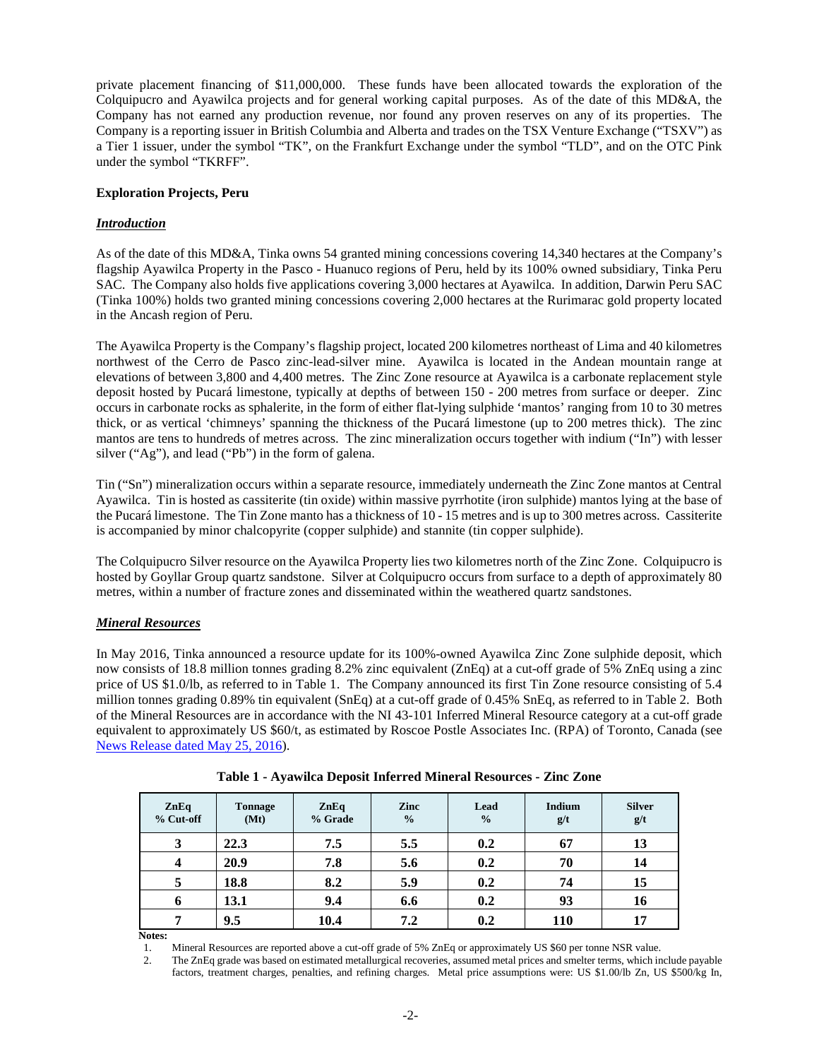private placement financing of $11,000,000. These funds have been allocated towards the exploration of the Colquipucro and Ayawilca projects and for general working capital purposes. As of the date of this MD&A, the Company has not earned any production revenue, nor found any proven reserves on any of its properties. The Company is a reporting issuer in British Columbia and Alberta and trades on the TSX Venture Exchange ("TSXV") as a Tier 1 issuer, under the symbol "TK", on the Frankfurt Exchange under the symbol "TLD", and on the OTC Pink under the symbol "TKRFF".

**Exploration Projects, Peru**

***Introduction***

As of the date of this MD&A, Tinka owns 54 granted mining concessions covering 14,340 hectares at the Company's flagship Ayawilca Property in the Pasco - Huanuco regions of Peru, held by its 100% owned subsidiary, Tinka Peru SAC. The Company also holds five applications covering 3,000 hectares at Ayawilca. In addition, Darwin Peru SAC (Tinka 100%) holds two granted mining concessions covering 2,000 hectares at the Rurimarac gold property located in the Ancash region of Peru.

The Ayawilca Property is the Company's flagship project, located 200 kilometres northeast of Lima and 40 kilometres northwest of the Cerro de Pasco zinc-lead-silver mine. Ayawilca is located in the Andean mountain range at elevations of between 3,800 and 4,400 metres. The Zinc Zone resource at Ayawilca is a carbonate replacement style deposit hosted by Pucará limestone, typically at depths of between 150 - 200 metres from surface or deeper. Zinc occurs in carbonate rocks as sphalerite, in the form of either flat-lying sulphide 'mantos' ranging from 10 to 30 metres thick, or as vertical 'chimneys' spanning the thickness of the Pucará limestone (up to 200 metres thick). The zinc mantos are tens to hundreds of metres across. The zinc mineralization occurs together with indium ("In") with lesser silver ("Ag"), and lead ("Pb") in the form of galena.

Tin ("Sn") mineralization occurs within a separate resource, immediately underneath the Zinc Zone mantos at Central Ayawilca. Tin is hosted as cassiterite (tin oxide) within massive pyrrhotite (iron sulphide) mantos lying at the base of the Pucará limestone. The Tin Zone manto has a thickness of 10 - 15 metres and is up to 300 metres across. Cassiterite is accompanied by minor chalcopyrite (copper sulphide) and stannite (tin copper sulphide).

The Colquipucro Silver resource on the Ayawilca Property lies two kilometres north of the Zinc Zone. Colquipucro is hosted by Goyllar Group quartz sandstone. Silver at Colquipucro occurs from surface to a depth of approximately 80 metres, within a number of fracture zones and disseminated within the weathered quartz sandstones.

***Mineral Resources***

In May 2016, Tinka announced a resource update for its 100%-owned Ayawilca Zinc Zone sulphide deposit, which now consists of 18.8 million tonnes grading 8.2% zinc equivalent (ZnEq) at a cut-off grade of 5% ZnEq using a zinc price of US $1.0/lb, as referred to in Table 1. The Company announced its first Tin Zone resource consisting of 5.4 million tonnes grading 0.89% tin equivalent (SnEq) at a cut-off grade of 0.45% SnEq, as referred to in Table 2. Both of the Mineral Resources are in accordance with the NI 43-101 Inferred Mineral Resource category at a cut-off grade equivalent to approximately US $60/t, as estimated by Roscoe Postle Associates Inc. (RPA) of Toronto, Canada (see News Release dated May 25, 2016).

**Table 1 - Ayawilca Deposit Inferred Mineral Resources - Zinc Zone**

| ZnEq % Cut-off | Tonnage (Mt) | ZnEq % Grade | Zinc % | Lead % | Indium g/t | Silver g/t |
|---|---|---|---|---|---|---|
| 3 | 22.3 | 7.5 | 5.5 | 0.2 | 67 | 13 |
| 4 | 20.9 | 7.8 | 5.6 | 0.2 | 70 | 14 |
| 5 | 18.8 | 8.2 | 5.9 | 0.2 | 74 | 15 |
| 6 | 13.1 | 9.4 | 6.6 | 0.2 | 93 | 16 |
| 7 | 9.5 | 10.4 | 7.2 | 0.2 | 110 | 17 |

**Notes:**

1. Mineral Resources are reported above a cut-off grade of 5% ZnEq or approximately US $60 per tonne NSR value.
2. The ZnEq grade was based on estimated metallurgical recoveries, assumed metal prices and smelter terms, which include payable factors, treatment charges, penalties, and refining charges. Metal price assumptions were: US $1.00/lb Zn, US $500/kg In,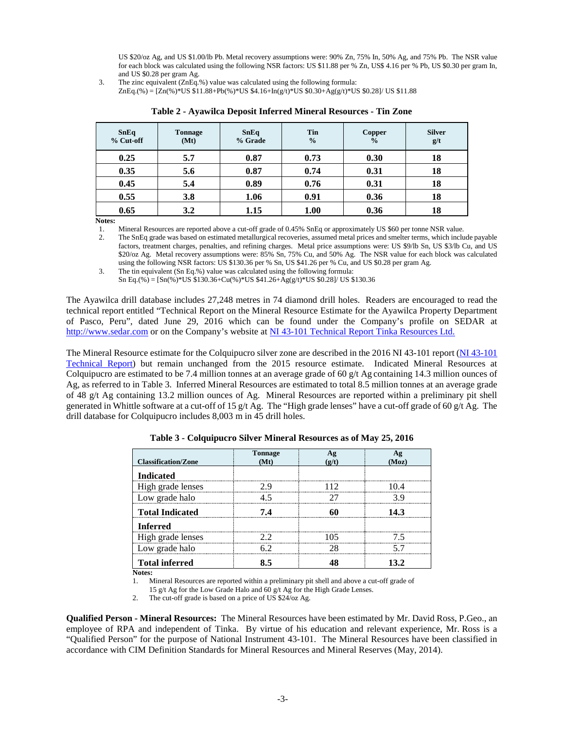US $20/oz Ag, and US $1.00/lb Pb. Metal recovery assumptions were: 90% Zn, 75% In, 50% Ag, and 75% Pb. The NSR value for each block was calculated using the following NSR factors: US $11.88 per % Zn, US$ 4.16 per % Pb, US $0.30 per gram In, and US $0.28 per gram Ag.

3. The zinc equivalent (ZnEq.%) value was calculated using the following formula:
ZnEq.(%) = [Zn(%)*US $11.88+Pb(%)*US $4.16+In(g/t)*US $0.30+Ag(g/t)*US $0.28]/ US $11.88

**Table 2 - Ayawilca Deposit Inferred Mineral Resources - Tin Zone**

| SnEq % Cut-off | Tonnage (Mt) | SnEq % Grade | Tin % | Copper % | Silver g/t |
|---|---|---|---|---|---|
| **0.25** | **5.7** | **0.87** | **0.73** | **0.30** | **18** |
| **0.35** | **5.6** | **0.87** | **0.74** | **0.31** | **18** |
| **0.45** | **5.4** | **0.89** | **0.76** | **0.31** | **18** |
| **0.55** | **3.8** | **1.06** | **0.91** | **0.36** | **18** |
| **0.65** | **3.2** | **1.15** | **1.00** | **0.36** | **18** |

**Notes:**

1. Mineral Resources are reported above a cut-off grade of 0.45% SnEq or approximately US $60 per tonne NSR value.
2. The SnEq grade was based on estimated metallurgical recoveries, assumed metal prices and smelter terms, which include payable factors, treatment charges, penalties, and refining charges. Metal price assumptions were: US $9/lb Sn, US $3/lb Cu, and US $20/oz Ag. Metal recovery assumptions were: 85% Sn, 75% Cu, and 50% Ag. The NSR value for each block was calculated using the following NSR factors: US $130.36 per % Sn, US $41.26 per % Cu, and US $0.28 per gram Ag.
3. The tin equivalent (Sn Eq.%) value was calculated using the following formula:
Sn Eq.(%) = [Sn(%)*US $130.36+Cu(%)*US $41.26+Ag(g/t)*US $0.28]/ US $130.36

The Ayawilca drill database includes 27,248 metres in 74 diamond drill holes. Readers are encouraged to read the technical report entitled "Technical Report on the Mineral Resource Estimate for the Ayawilca Property Department of Pasco, Peru", dated June 29, 2016 which can be found under the Company's profile on SEDAR at http://www.sedar.com or on the Company's website at NI 43-101 Technical Report Tinka Resources Ltd.

The Mineral Resource estimate for the Colquipucro silver zone are described in the 2016 NI 43-101 report (NI 43-101 Technical Report) but remain unchanged from the 2015 resource estimate. Indicated Mineral Resources at Colquipucro are estimated to be 7.4 million tonnes at an average grade of 60 g/t Ag containing 14.3 million ounces of Ag, as referred to in Table 3. Inferred Mineral Resources are estimated to total 8.5 million tonnes at an average grade of 48 g/t Ag containing 13.2 million ounces of Ag. Mineral Resources are reported within a preliminary pit shell generated in Whittle software at a cut-off of 15 g/t Ag. The "High grade lenses" have a cut-off grade of 60 g/t Ag. The drill database for Colquipucro includes 8,003 m in 45 drill holes.

**Table 3 - Colquipucro Silver Mineral Resources as of May 25, 2016**

| Classification/Zone | Tonnage (Mt) | Ag (g/t) | Ag (Moz) |
|---|---|---|---|
| **Indicated** | | | |
| High grade lenses | 2.9 | 112 | 10.4 |
| Low grade halo | 4.5 | 27 | 3.9 |
| **Total Indicated** | **7.4** | **60** | **14.3** |
| **Inferred** | | | |
| High grade lenses | 2.2 | 105 | 7.5 |
| Low grade halo | 6.2 | 28 | 5.7 |
| **Total inferred** | **8.5** | **48** | **13.2** |

**Notes:**

1. Mineral Resources are reported within a preliminary pit shell and above a cut-off grade of 15 g/t Ag for the Low Grade Halo and 60 g/t Ag for the High Grade Lenses.
2. The cut-off grade is based on a price of US $24/oz Ag.

**Qualified Person - Mineral Resources:** The Mineral Resources have been estimated by Mr. David Ross, P.Geo., an employee of RPA and independent of Tinka. By virtue of his education and relevant experience, Mr. Ross is a "Qualified Person" for the purpose of National Instrument 43-101. The Mineral Resources have been classified in accordance with CIM Definition Standards for Mineral Resources and Mineral Reserves (May, 2014).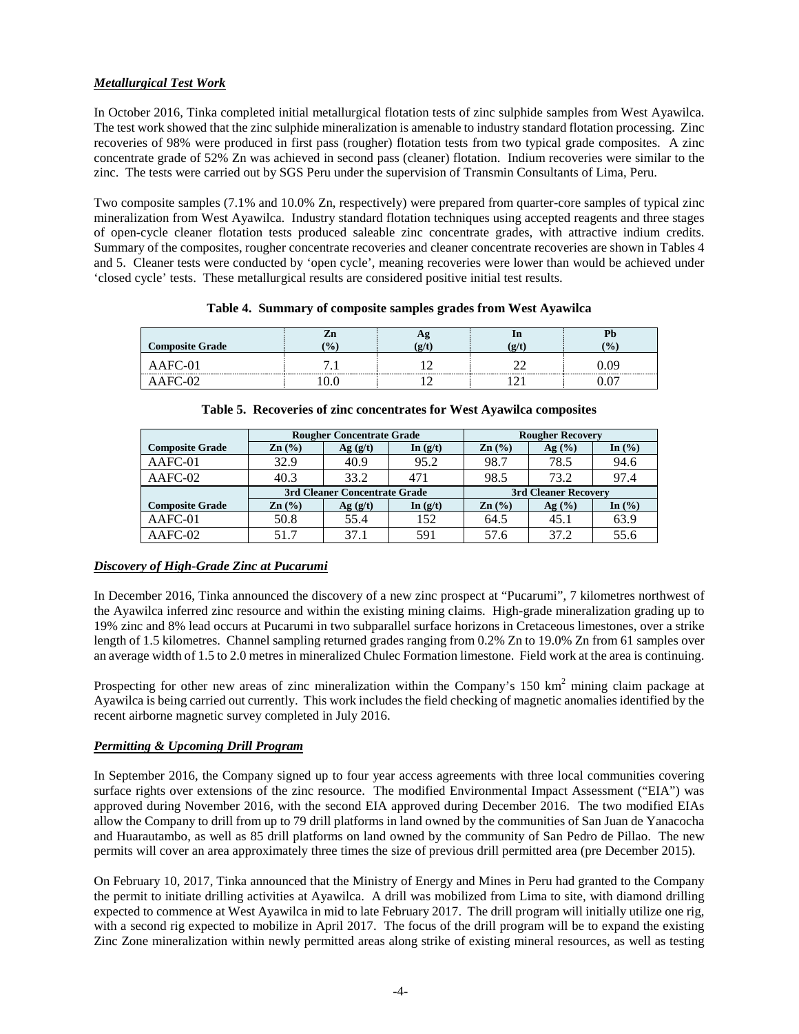### ***Metallurgical Test Work***

In October 2016, Tinka completed initial metallurgical flotation tests of zinc sulphide samples from West Ayawilca. The test work showed that the zinc sulphide mineralization is amenable to industry standard flotation processing. Zinc recoveries of 98% were produced in first pass (rougher) flotation tests from two typical grade composites. A zinc concentrate grade of 52% Zn was achieved in second pass (cleaner) flotation. Indium recoveries were similar to the zinc. The tests were carried out by SGS Peru under the supervision of Transmin Consultants of Lima, Peru.

Two composite samples (7.1% and 10.0% Zn, respectively) were prepared from quarter-core samples of typical zinc mineralization from West Ayawilca. Industry standard flotation techniques using accepted reagents and three stages of open-cycle cleaner flotation tests produced saleable zinc concentrate grades, with attractive indium credits. Summary of the composites, rougher concentrate recoveries and cleaner concentrate recoveries are shown in Tables 4 and 5. Cleaner tests were conducted by 'open cycle', meaning recoveries were lower than would be achieved under 'closed cycle' tests. These metallurgical results are considered positive initial test results.

**Table 4. Summary of composite samples grades from West Ayawilca**

| Composite Grade | Zn (%) | Ag (g/t) | In (g/t) | Pb (%) |
|---|---|---|---|---|
| AAFC-01 | 7.1 | 12 | 22 | 0.09 |
| AAFC-02 | 10.0 | 12 | 121 | 0.07 |

**Table 5. Recoveries of zinc concentrates for West Ayawilca composites**

| | Rougher Concentrate Grade | | | Rougher Recovery | | |
|---|---|---|---|---|---|---|
| **Composite Grade** | **Zn (%)** | **Ag (g/t)** | **In (g/t)** | **Zn (%)** | **Ag (%)** | **In (%)** |
| AAFC-01 | 32.9 | 40.9 | 95.2 | 98.7 | 78.5 | 94.6 |
| AAFC-02 | 40.3 | 33.2 | 471 | 98.5 | 73.2 | 97.4 |
| | **3rd Cleaner Concentrate Grade** | | | **3rd Cleaner Recovery** | | |
| **Composite Grade** | **Zn (%)** | **Ag (g/t)** | **In (g/t)** | **Zn (%)** | **Ag (%)** | **In (%)** |
| AAFC-01 | 50.8 | 55.4 | 152 | 64.5 | 45.1 | 63.9 |
| AAFC-02 | 51.7 | 37.1 | 591 | 57.6 | 37.2 | 55.6 |

### ***Discovery of High-Grade Zinc at Pucarumi***

In December 2016, Tinka announced the discovery of a new zinc prospect at "Pucarumi", 7 kilometres northwest of the Ayawilca inferred zinc resource and within the existing mining claims. High-grade mineralization grading up to 19% zinc and 8% lead occurs at Pucarumi in two subparallel surface horizons in Cretaceous limestones, over a strike length of 1.5 kilometres. Channel sampling returned grades ranging from 0.2% Zn to 19.0% Zn from 61 samples over an average width of 1.5 to 2.0 metres in mineralized Chulec Formation limestone. Field work at the area is continuing.

Prospecting for other new areas of zinc mineralization within the Company's 150 $km^2$ mining claim package at Ayawilca is being carried out currently. This work includes the field checking of magnetic anomalies identified by the recent airborne magnetic survey completed in July 2016.

### ***Permitting & Upcoming Drill Program***

In September 2016, the Company signed up to four year access agreements with three local communities covering surface rights over extensions of the zinc resource. The modified Environmental Impact Assessment ("EIA") was approved during November 2016, with the second EIA approved during December 2016. The two modified EIAs allow the Company to drill from up to 79 drill platforms in land owned by the communities of San Juan de Yanacocha and Huarautambo, as well as 85 drill platforms on land owned by the community of San Pedro de Pillao. The new permits will cover an area approximately three times the size of previous drill permitted area (pre December 2015).

On February 10, 2017, Tinka announced that the Ministry of Energy and Mines in Peru had granted to the Company the permit to initiate drilling activities at Ayawilca. A drill was mobilized from Lima to site, with diamond drilling expected to commence at West Ayawilca in mid to late February 2017. The drill program will initially utilize one rig, with a second rig expected to mobilize in April 2017. The focus of the drill program will be to expand the existing Zinc Zone mineralization within newly permitted areas along strike of existing mineral resources, as well as testing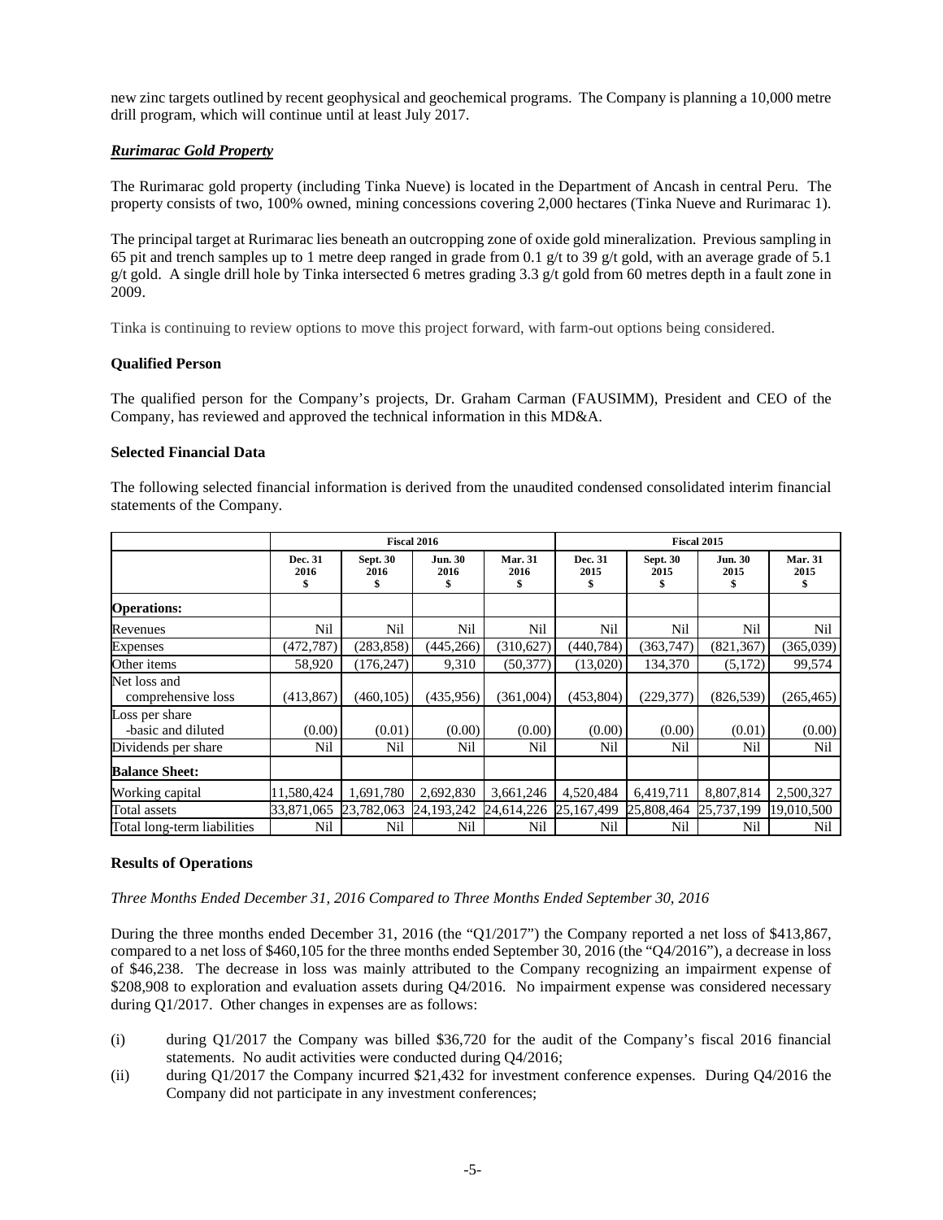new zinc targets outlined by recent geophysical and geochemical programs. The Company is planning a 10,000 metre drill program, which will continue until at least July 2017.

***Rurimarac Gold Property***

The Rurimarac gold property (including Tinka Nueve) is located in the Department of Ancash in central Peru. The property consists of two, 100% owned, mining concessions covering 2,000 hectares (Tinka Nueve and Rurimarac 1).

The principal target at Rurimarac lies beneath an outcropping zone of oxide gold mineralization. Previous sampling in 65 pit and trench samples up to 1 metre deep ranged in grade from 0.1 g/t to 39 g/t gold, with an average grade of 5.1 g/t gold. A single drill hole by Tinka intersected 6 metres grading 3.3 g/t gold from 60 metres depth in a fault zone in 2009.

Tinka is continuing to review options to move this project forward, with farm-out options being considered.

**Qualified Person**

The qualified person for the Company's projects, Dr. Graham Carman (FAUSIMM), President and CEO of the Company, has reviewed and approved the technical information in this MD&A.

**Selected Financial Data**

The following selected financial information is derived from the unaudited condensed consolidated interim financial statements of the Company.

| | Fiscal 2016 | | | | Fiscal 2015 | | | |
|---|---|---|---|---|---|---|---|---|
| | Dec. 31 2016 $ | Sept. 30 2016 $ | Jun. 30 2016 $ | Mar. 31 2016 $ | Dec. 31 2015 $ | Sept. 30 2015 $ | Jun. 30 2015 $ | Mar. 31 2015 $ |
| **Operations:** | | | | | | | | |
| Revenues | Nil | Nil | Nil | Nil | Nil | Nil | Nil | Nil |
| Expenses | (472,787) | (283,858) | (445,266) | (310,627) | (440,784) | (363,747) | (821,367) | (365,039) |
| Other items | 58,920 | (176,247) | 9,310 | (50,377) | (13,020) | 134,370 | (5,172) | 99,574 |
| Net loss and comprehensive loss | (413,867) | (460,105) | (435,956) | (361,004) | (453,804) | (229,377) | (826,539) | (265,465) |
| Loss per share -basic and diluted | (0.00) | (0.01) | (0.00) | (0.00) | (0.00) | (0.00) | (0.01) | (0.00) |
| Dividends per share | Nil | Nil | Nil | Nil | Nil | Nil | Nil | Nil |
| **Balance Sheet:** | | | | | | | | |
| Working capital | 11,580,424 | 1,691,780 | 2,692,830 | 3,661,246 | 4,520,484 | 6,419,711 | 8,807,814 | 2,500,327 |
| Total assets | 33,871,065 | 23,782,063 | 24,193,242 | 24,614,226 | 25,167,499 | 25,808,464 | 25,737,199 | 19,010,500 |
| Total long-term liabilities | Nil | Nil | Nil | Nil | Nil | Nil | Nil | Nil |

**Results of Operations**

*Three Months Ended December 31, 2016 Compared to Three Months Ended September 30, 2016*

During the three months ended December 31, 2016 (the "Q1/2017") the Company reported a net loss of $413,867, compared to a net loss of $460,105 for the three months ended September 30, 2016 (the "Q4/2016"), a decrease in loss of $46,238. The decrease in loss was mainly attributed to the Company recognizing an impairment expense of $208,908 to exploration and evaluation assets during Q4/2016. No impairment expense was considered necessary during Q1/2017. Other changes in expenses are as follows:

(i) during Q1/2017 the Company was billed $36,720 for the audit of the Company's fiscal 2016 financial statements. No audit activities were conducted during Q4/2016;

(ii) during Q1/2017 the Company incurred $21,432 for investment conference expenses. During Q4/2016 the Company did not participate in any investment conferences;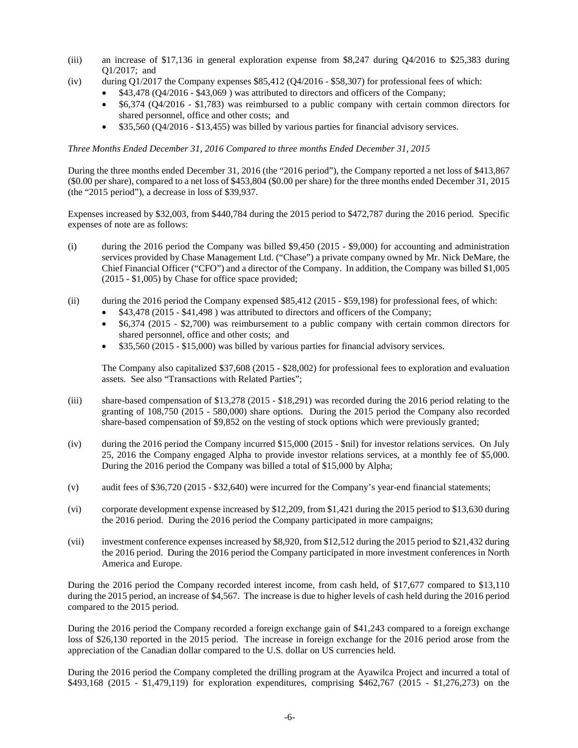(iii) an increase of $17,136 in general exploration expense from $8,247 during Q4/2016 to $25,383 during Q1/2017; and

(iv) during Q1/2017 the Company expenses $85,412 (Q4/2016 - $58,307) for professional fees of which:
- $43,478 (Q4/2016 - $43,069 ) was attributed to directors and officers of the Company;
- $6,374 (Q4/2016 - $1,783) was reimbursed to a public company with certain common directors for shared personnel, office and other costs; and
- $35,560 (Q4/2016 - $13,455) was billed by various parties for financial advisory services.

*Three Months Ended December 31, 2016 Compared to three months Ended December 31, 2015*

During the three months ended December 31, 2016 (the "2016 period"), the Company reported a net loss of $413,867 ($0.00 per share), compared to a net loss of $453,804 ($0.00 per share) for the three months ended December 31, 2015 (the "2015 period"), a decrease in loss of $39,937.

Expenses increased by $32,003, from $440,784 during the 2015 period to $472,787 during the 2016 period. Specific expenses of note are as follows:

(i) during the 2016 period the Company was billed $9,450 (2015 - $9,000) for accounting and administration services provided by Chase Management Ltd. ("Chase") a private company owned by Mr. Nick DeMare, the Chief Financial Officer ("CFO") and a director of the Company. In addition, the Company was billed $1,005 (2015 - $1,005) by Chase for office space provided;

(ii) during the 2016 period the Company expensed $85,412 (2015 - $59,198) for professional fees, of which:
- $43,478 (2015 - $41,498 ) was attributed to directors and officers of the Company;
- $6,374 (2015 - $2,700) was reimbursement to a public company with certain common directors for shared personnel, office and other costs; and
- $35,560 (2015 - $15,000) was billed by various parties for financial advisory services.

  The Company also capitalized $37,608 (2015 - $28,002) for professional fees to exploration and evaluation assets. See also "Transactions with Related Parties";

(iii) share-based compensation of $13,278 (2015 - $18,291) was recorded during the 2016 period relating to the granting of 108,750 (2015 - 580,000) share options. During the 2015 period the Company also recorded share-based compensation of $9,852 on the vesting of stock options which were previously granted;

(iv) during the 2016 period the Company incurred $15,000 (2015 - $nil) for investor relations services. On July 25, 2016 the Company engaged Alpha to provide investor relations services, at a monthly fee of $5,000. During the 2016 period the Company was billed a total of $15,000 by Alpha;

(v) audit fees of $36,720 (2015 - $32,640) were incurred for the Company's year-end financial statements;

(vi) corporate development expense increased by $12,209, from $1,421 during the 2015 period to $13,630 during the 2016 period. During the 2016 period the Company participated in more campaigns;

(vii) investment conference expenses increased by $8,920, from $12,512 during the 2015 period to $21,432 during the 2016 period. During the 2016 period the Company participated in more investment conferences in North America and Europe.

During the 2016 period the Company recorded interest income, from cash held, of $17,677 compared to $13,110 during the 2015 period, an increase of $4,567. The increase is due to higher levels of cash held during the 2016 period compared to the 2015 period.

During the 2016 period the Company recorded a foreign exchange gain of $41,243 compared to a foreign exchange loss of $26,130 reported in the 2015 period. The increase in foreign exchange for the 2016 period arose from the appreciation of the Canadian dollar compared to the U.S. dollar on US currencies held.

During the 2016 period the Company completed the drilling program at the Ayawilca Project and incurred a total of $493,168 (2015 - $1,479,119) for exploration expenditures, comprising $462,767 (2015 - $1,276,273) on the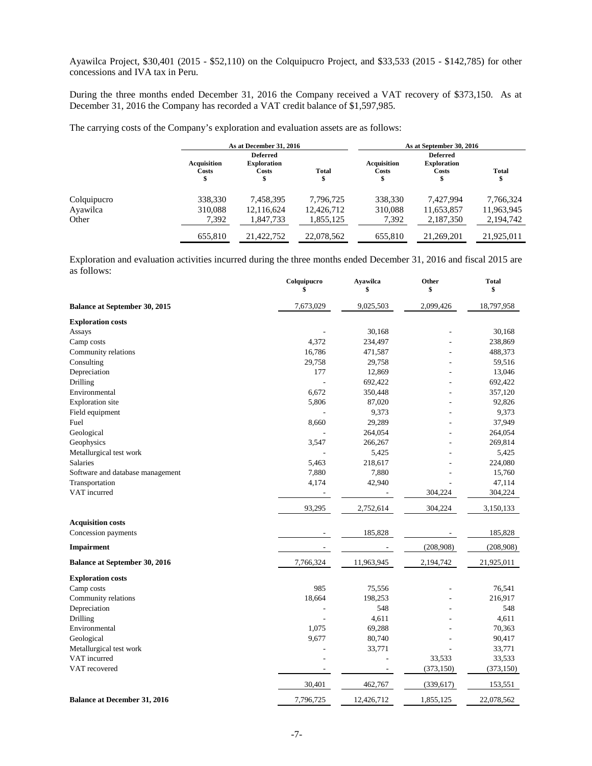Ayawilca Project, $30,401 (2015 - $52,110) on the Colquipucro Project, and $33,533 (2015 - $142,785) for other concessions and IVA tax in Peru.

During the three months ended December 31, 2016 the Company received a VAT recovery of $373,150. As at December 31, 2016 the Company has recorded a VAT credit balance of $1,597,985.

The carrying costs of the Company's exploration and evaluation assets are as follows:

| | As at December 31, 2016 | | | As at September 30, 2016 | | |
|---|---|---|---|---|---|---|
| | Acquisition Costs $ | Deferred Exploration Costs $ | Total $ | Acquisition Costs $ | Deferred Exploration Costs $ | Total $ |
| Colquipucro | 338,330 | 7,458,395 | 7,796,725 | 338,330 | 7,427,994 | 7,766,324 |
| Ayawilca | 310,088 | 12,116,624 | 12,426,712 | 310,088 | 11,653,857 | 11,963,945 |
| Other | 7,392 | 1,847,733 | 1,855,125 | 7,392 | 2,187,350 | 2,194,742 |
| | 655,810 | 21,422,752 | 22,078,562 | 655,810 | 21,269,201 | 21,925,011 |

Exploration and evaluation activities incurred during the three months ended December 31, 2016 and fiscal 2015 are as follows:

| | Colquipucro $ | Ayawilca $ | Other $ | Total $ |
|---|---|---|---|---|
| **Balance at September 30, 2015** | 7,673,029 | 9,025,503 | 2,099,426 | 18,797,958 |
| **Exploration costs** | | | | |
| Assays | - | 30,168 | - | 30,168 |
| Camp costs | 4,372 | 234,497 | - | 238,869 |
| Community relations | 16,786 | 471,587 | - | 488,373 |
| Consulting | 29,758 | 29,758 | - | 59,516 |
| Depreciation | 177 | 12,869 | - | 13,046 |
| Drilling | - | 692,422 | - | 692,422 |
| Environmental | 6,672 | 350,448 | - | 357,120 |
| Exploration site | 5,806 | 87,020 | - | 92,826 |
| Field equipment | - | 9,373 | - | 9,373 |
| Fuel | 8,660 | 29,289 | - | 37,949 |
| Geological | - | 264,054 | - | 264,054 |
| Geophysics | 3,547 | 266,267 | - | 269,814 |
| Metallurgical test work | - | 5,425 | - | 5,425 |
| Salaries | 5,463 | 218,617 | - | 224,080 |
| Software and database management | 7,880 | 7,880 | - | 15,760 |
| Transportation | 4,174 | 42,940 | - | 47,114 |
| VAT incurred | - | - | 304,224 | 304,224 |
| | 93,295 | 2,752,614 | 304,224 | 3,150,133 |
| **Acquisition costs** | | | | |
| Concession payments | - | 185,828 | - | 185,828 |
| **Impairment** | - | - | (208,908) | (208,908) |
| **Balance at September 30, 2016** | 7,766,324 | 11,963,945 | 2,194,742 | 21,925,011 |
| **Exploration costs** | | | | |
| Camp costs | 985 | 75,556 | - | 76,541 |
| Community relations | 18,664 | 198,253 | - | 216,917 |
| Depreciation | - | 548 | - | 548 |
| Drilling | - | 4,611 | - | 4,611 |
| Environmental | 1,075 | 69,288 | - | 70,363 |
| Geological | 9,677 | 80,740 | - | 90,417 |
| Metallurgical test work | - | 33,771 | - | 33,771 |
| VAT incurred | - | - | 33,533 | 33,533 |
| VAT recovered | - | - | (373,150) | (373,150) |
| | 30,401 | 462,767 | (339,617) | 153,551 |
| **Balance at December 31, 2016** | 7,796,725 | 12,426,712 | 1,855,125 | 22,078,562 |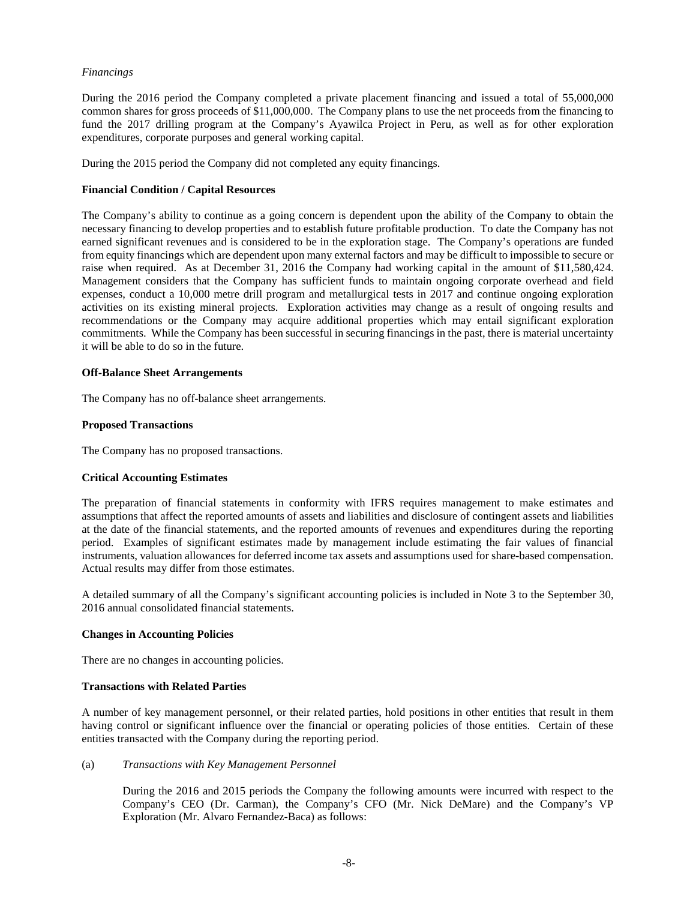*Financings*

During the 2016 period the Company completed a private placement financing and issued a total of 55,000,000 common shares for gross proceeds of $11,000,000. The Company plans to use the net proceeds from the financing to fund the 2017 drilling program at the Company's Ayawilca Project in Peru, as well as for other exploration expenditures, corporate purposes and general working capital.

During the 2015 period the Company did not completed any equity financings.

**Financial Condition / Capital Resources**

The Company's ability to continue as a going concern is dependent upon the ability of the Company to obtain the necessary financing to develop properties and to establish future profitable production. To date the Company has not earned significant revenues and is considered to be in the exploration stage. The Company's operations are funded from equity financings which are dependent upon many external factors and may be difficult to impossible to secure or raise when required. As at December 31, 2016 the Company had working capital in the amount of $11,580,424. Management considers that the Company has sufficient funds to maintain ongoing corporate overhead and field expenses, conduct a 10,000 metre drill program and metallurgical tests in 2017 and continue ongoing exploration activities on its existing mineral projects. Exploration activities may change as a result of ongoing results and recommendations or the Company may acquire additional properties which may entail significant exploration commitments. While the Company has been successful in securing financings in the past, there is material uncertainty it will be able to do so in the future.

**Off-Balance Sheet Arrangements**

The Company has no off-balance sheet arrangements.

**Proposed Transactions**

The Company has no proposed transactions.

**Critical Accounting Estimates**

The preparation of financial statements in conformity with IFRS requires management to make estimates and assumptions that affect the reported amounts of assets and liabilities and disclosure of contingent assets and liabilities at the date of the financial statements, and the reported amounts of revenues and expenditures during the reporting period. Examples of significant estimates made by management include estimating the fair values of financial instruments, valuation allowances for deferred income tax assets and assumptions used for share-based compensation. Actual results may differ from those estimates.

A detailed summary of all the Company's significant accounting policies is included in Note 3 to the September 30, 2016 annual consolidated financial statements.

**Changes in Accounting Policies**

There are no changes in accounting policies.

**Transactions with Related Parties**

A number of key management personnel, or their related parties, hold positions in other entities that result in them having control or significant influence over the financial or operating policies of those entities. Certain of these entities transacted with the Company during the reporting period.

(a) *Transactions with Key Management Personnel*

During the 2016 and 2015 periods the Company the following amounts were incurred with respect to the Company's CEO (Dr. Carman), the Company's CFO (Mr. Nick DeMare) and the Company's VP Exploration (Mr. Alvaro Fernandez-Baca) as follows: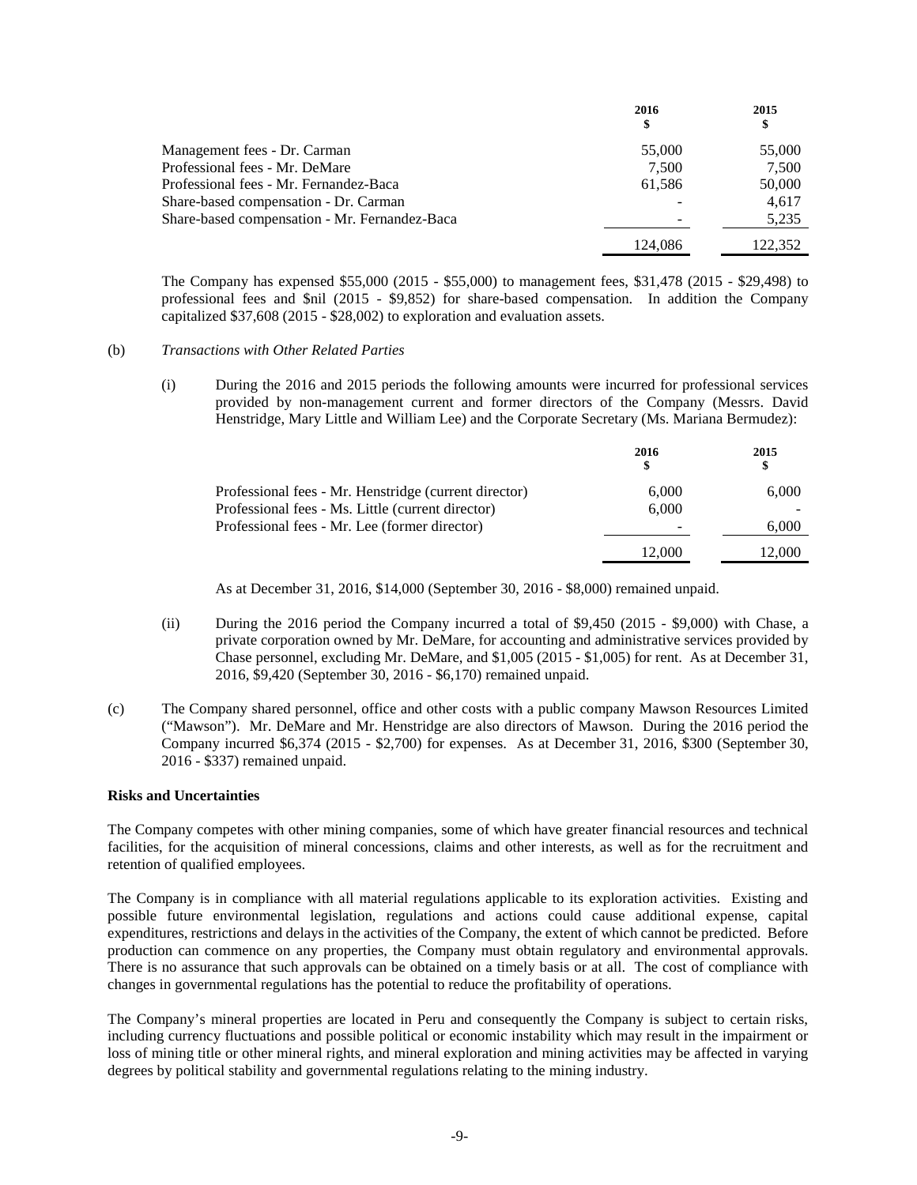| | 2016<br>$ | 2015<br>$ |
|---|---|---|
| Management fees - Dr. Carman | 55,000 | 55,000 |
| Professional fees - Mr. DeMare | 7,500 | 7,500 |
| Professional fees - Mr. Fernandez-Baca | 61,586 | 50,000 |
| Share-based compensation - Dr. Carman | - | 4,617 |
| Share-based compensation - Mr. Fernandez-Baca | - | 5,235 |
| | 124,086 | 122,352 |

The Company has expensed $55,000 (2015 - $55,000) to management fees, $31,478 (2015 - $29,498) to professional fees and $nil (2015 - $9,852) for share-based compensation. In addition the Company capitalized $37,608 (2015 - $28,002) to exploration and evaluation assets.

(b) *Transactions with Other Related Parties*

(i) During the 2016 and 2015 periods the following amounts were incurred for professional services provided by non-management current and former directors of the Company (Messrs. David Henstridge, Mary Little and William Lee) and the Corporate Secretary (Ms. Mariana Bermudez):

| | 2016<br>$ | 2015<br>$ |
|---|---|---|
| Professional fees - Mr. Henstridge (current director) | 6,000 | 6,000 |
| Professional fees - Ms. Little (current director) | 6,000 | - |
| Professional fees - Mr. Lee (former director) | - | 6,000 |
| | 12,000 | 12,000 |

As at December 31, 2016, $14,000 (September 30, 2016 - $8,000) remained unpaid.

(ii) During the 2016 period the Company incurred a total of $9,450 (2015 - $9,000) with Chase, a private corporation owned by Mr. DeMare, for accounting and administrative services provided by Chase personnel, excluding Mr. DeMare, and $1,005 (2015 - $1,005) for rent. As at December 31, 2016, $9,420 (September 30, 2016 - $6,170) remained unpaid.

(c) The Company shared personnel, office and other costs with a public company Mawson Resources Limited ("Mawson"). Mr. DeMare and Mr. Henstridge are also directors of Mawson. During the 2016 period the Company incurred $6,374 (2015 - $2,700) for expenses. As at December 31, 2016, $300 (September 30, 2016 - $337) remained unpaid.

**Risks and Uncertainties**

The Company competes with other mining companies, some of which have greater financial resources and technical facilities, for the acquisition of mineral concessions, claims and other interests, as well as for the recruitment and retention of qualified employees.

The Company is in compliance with all material regulations applicable to its exploration activities. Existing and possible future environmental legislation, regulations and actions could cause additional expense, capital expenditures, restrictions and delays in the activities of the Company, the extent of which cannot be predicted. Before production can commence on any properties, the Company must obtain regulatory and environmental approvals. There is no assurance that such approvals can be obtained on a timely basis or at all. The cost of compliance with changes in governmental regulations has the potential to reduce the profitability of operations.

The Company's mineral properties are located in Peru and consequently the Company is subject to certain risks, including currency fluctuations and possible political or economic instability which may result in the impairment or loss of mining title or other mineral rights, and mineral exploration and mining activities may be affected in varying degrees by political stability and governmental regulations relating to the mining industry.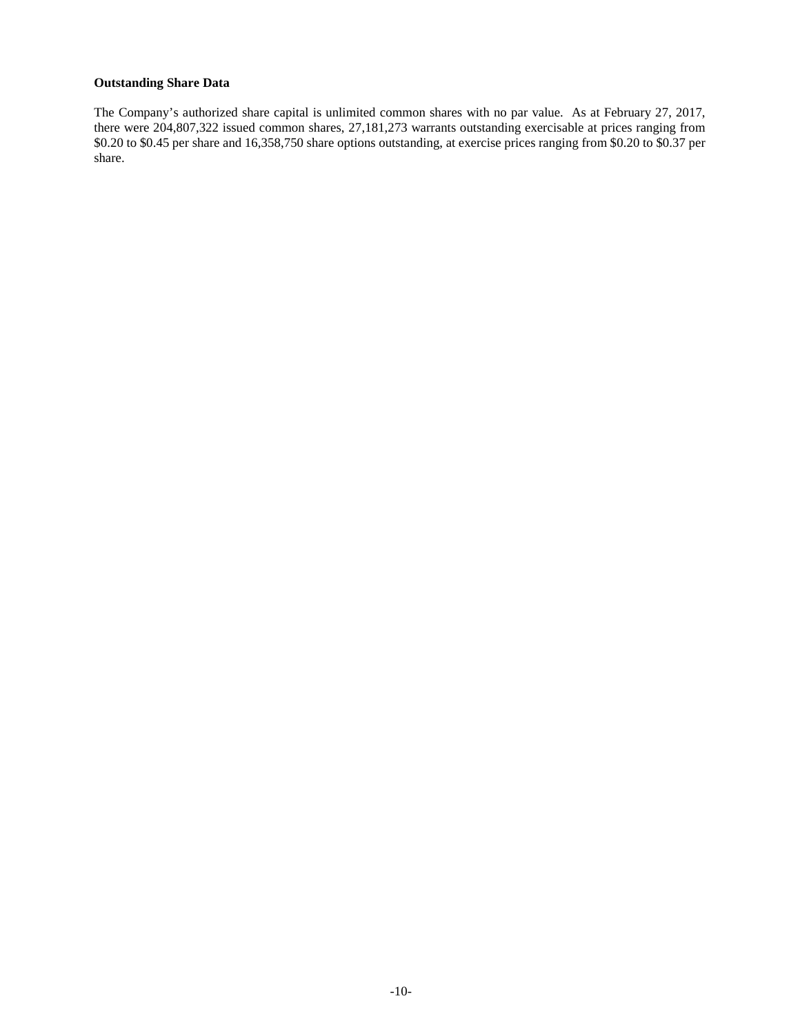**Outstanding Share Data**

The Company's authorized share capital is unlimited common shares with no par value. As at February 27, 2017, there were 204,807,322 issued common shares, 27,181,273 warrants outstanding exercisable at prices ranging from $0.20 to $0.45 per share and 16,358,750 share options outstanding, at exercise prices ranging from $0.20 to $0.37 per share.